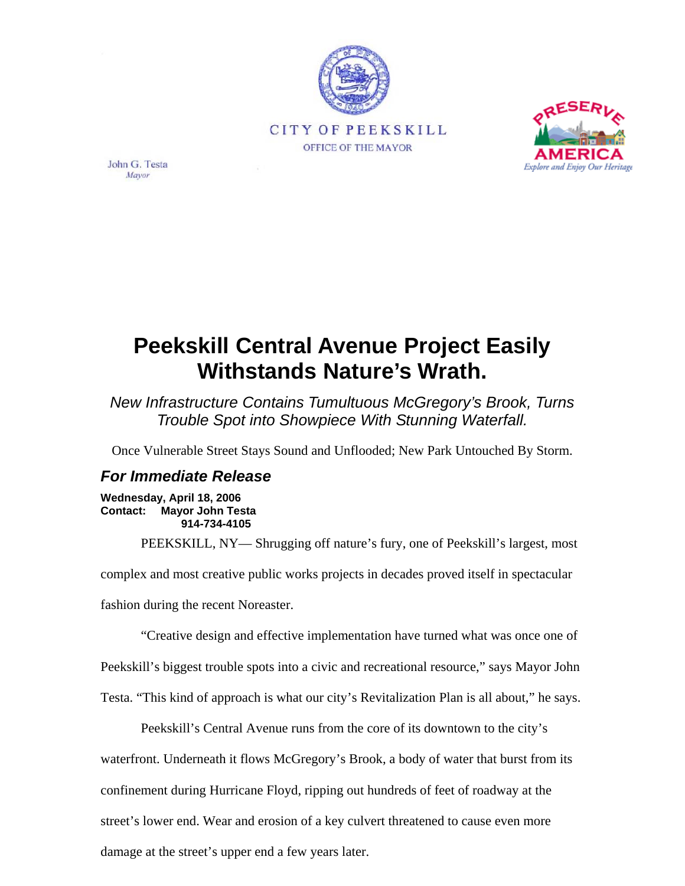CITY OF PEEKSKILL

OFFICE OF THE MAYOR

John G. Testa
*Mayor*

PRESERVE AMERICA
*Explore and Enjoy Our Heritage*

# Peekskill Central Avenue Project Easily Withstands Nature's Wrath.

*New Infrastructure Contains Tumultuous McGregory's Brook, Turns Trouble Spot into Showpiece With Stunning Waterfall.*

Once Vulnerable Street Stays Sound and Unflooded; New Park Untouched By Storm.

## *For Immediate Release*

**Wednesday, April 18, 2006**
**Contact: Mayor John Testa**
**914-734-4105**

PEEKSKILL, NY— Shrugging off nature's fury, one of Peekskill's largest, most complex and most creative public works projects in decades proved itself in spectacular fashion during the recent Noreaster.

"Creative design and effective implementation have turned what was once one of Peekskill's biggest trouble spots into a civic and recreational resource," says Mayor John Testa. "This kind of approach is what our city's Revitalization Plan is all about," he says.

Peekskill's Central Avenue runs from the core of its downtown to the city's waterfront. Underneath it flows McGregory's Brook, a body of water that burst from its confinement during Hurricane Floyd, ripping out hundreds of feet of roadway at the street's lower end. Wear and erosion of a key culvert threatened to cause even more damage at the street's upper end a few years later.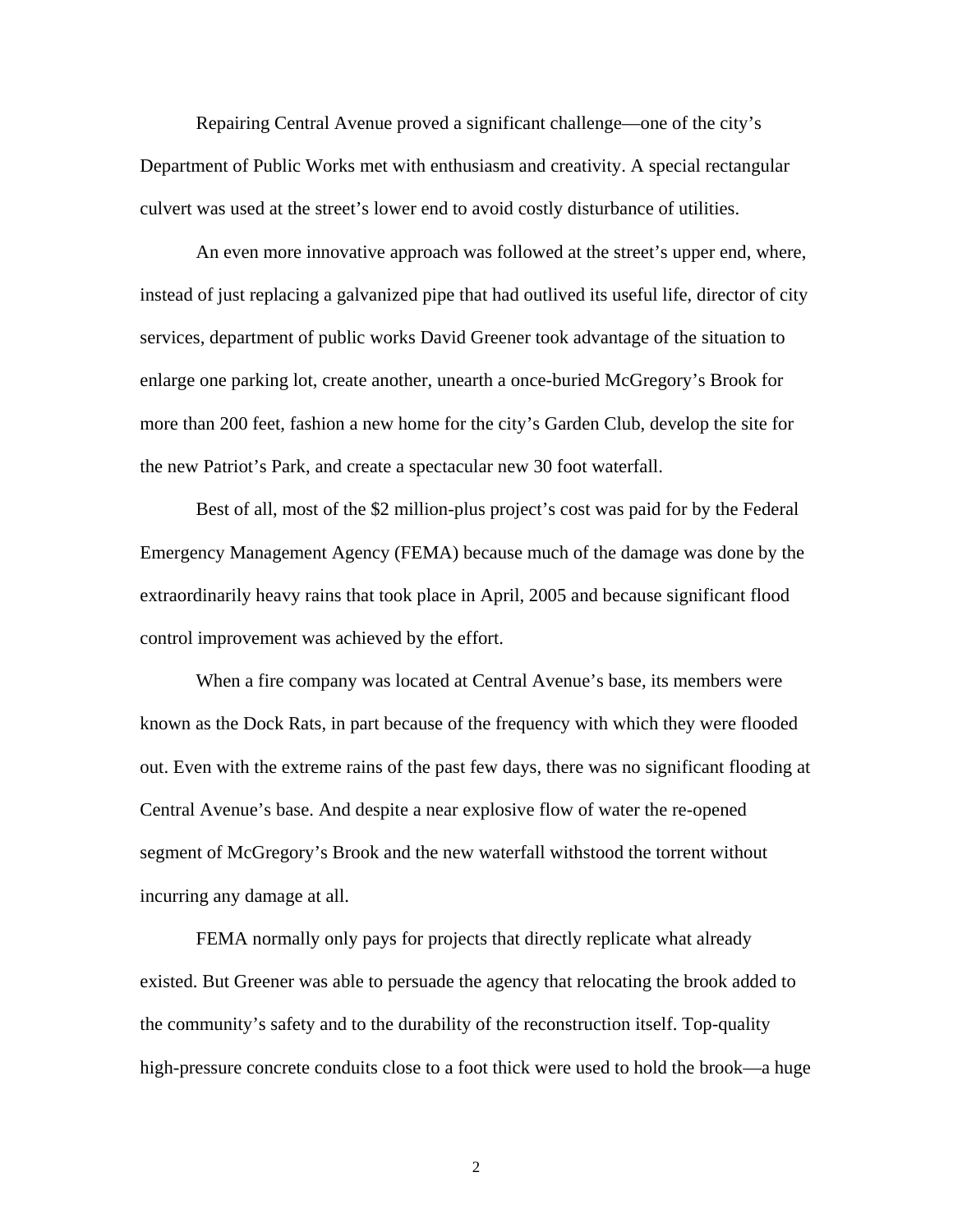Repairing Central Avenue proved a significant challenge—one of the city's Department of Public Works met with enthusiasm and creativity. A special rectangular culvert was used at the street's lower end to avoid costly disturbance of utilities.

An even more innovative approach was followed at the street's upper end, where, instead of just replacing a galvanized pipe that had outlived its useful life, director of city services, department of public works David Greener took advantage of the situation to enlarge one parking lot, create another, unearth a once-buried McGregory's Brook for more than 200 feet, fashion a new home for the city's Garden Club, develop the site for the new Patriot's Park, and create a spectacular new 30 foot waterfall.

Best of all, most of the $2 million-plus project's cost was paid for by the Federal Emergency Management Agency (FEMA) because much of the damage was done by the extraordinarily heavy rains that took place in April, 2005 and because significant flood control improvement was achieved by the effort.

When a fire company was located at Central Avenue's base, its members were known as the Dock Rats, in part because of the frequency with which they were flooded out. Even with the extreme rains of the past few days, there was no significant flooding at Central Avenue's base. And despite a near explosive flow of water the re-opened segment of McGregory's Brook and the new waterfall withstood the torrent without incurring any damage at all.

FEMA normally only pays for projects that directly replicate what already existed. But Greener was able to persuade the agency that relocating the brook added to the community's safety and to the durability of the reconstruction itself. Top-quality high-pressure concrete conduits close to a foot thick were used to hold the brook—a huge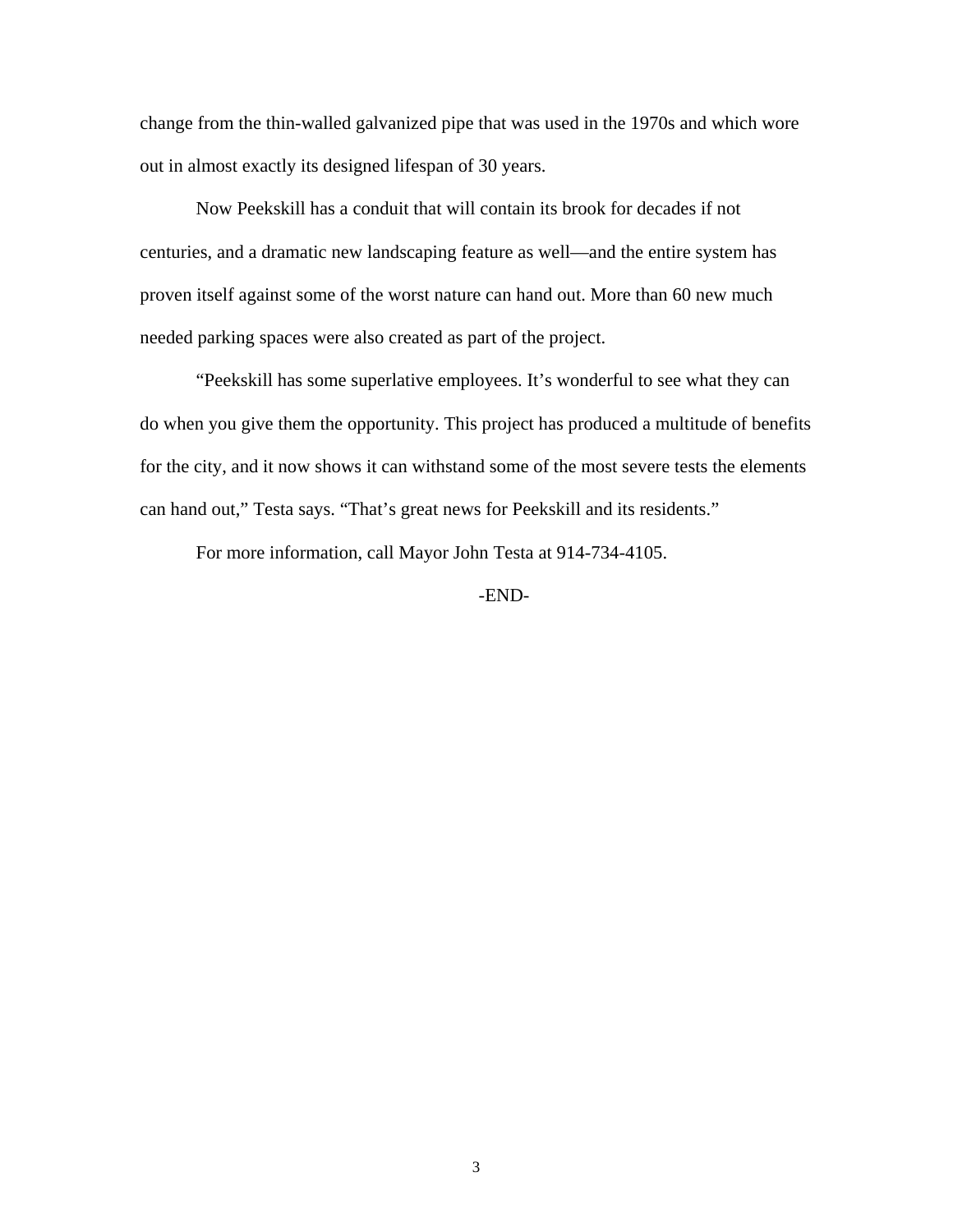change from the thin-walled galvanized pipe that was used in the 1970s and which wore out in almost exactly its designed lifespan of 30 years.

Now Peekskill has a conduit that will contain its brook for decades if not centuries, and a dramatic new landscaping feature as well—and the entire system has proven itself against some of the worst nature can hand out. More than 60 new much needed parking spaces were also created as part of the project.

"Peekskill has some superlative employees. It's wonderful to see what they can do when you give them the opportunity. This project has produced a multitude of benefits for the city, and it now shows it can withstand some of the most severe tests the elements can hand out," Testa says. "That's great news for Peekskill and its residents."

For more information, call Mayor John Testa at 914-734-4105.

-END-